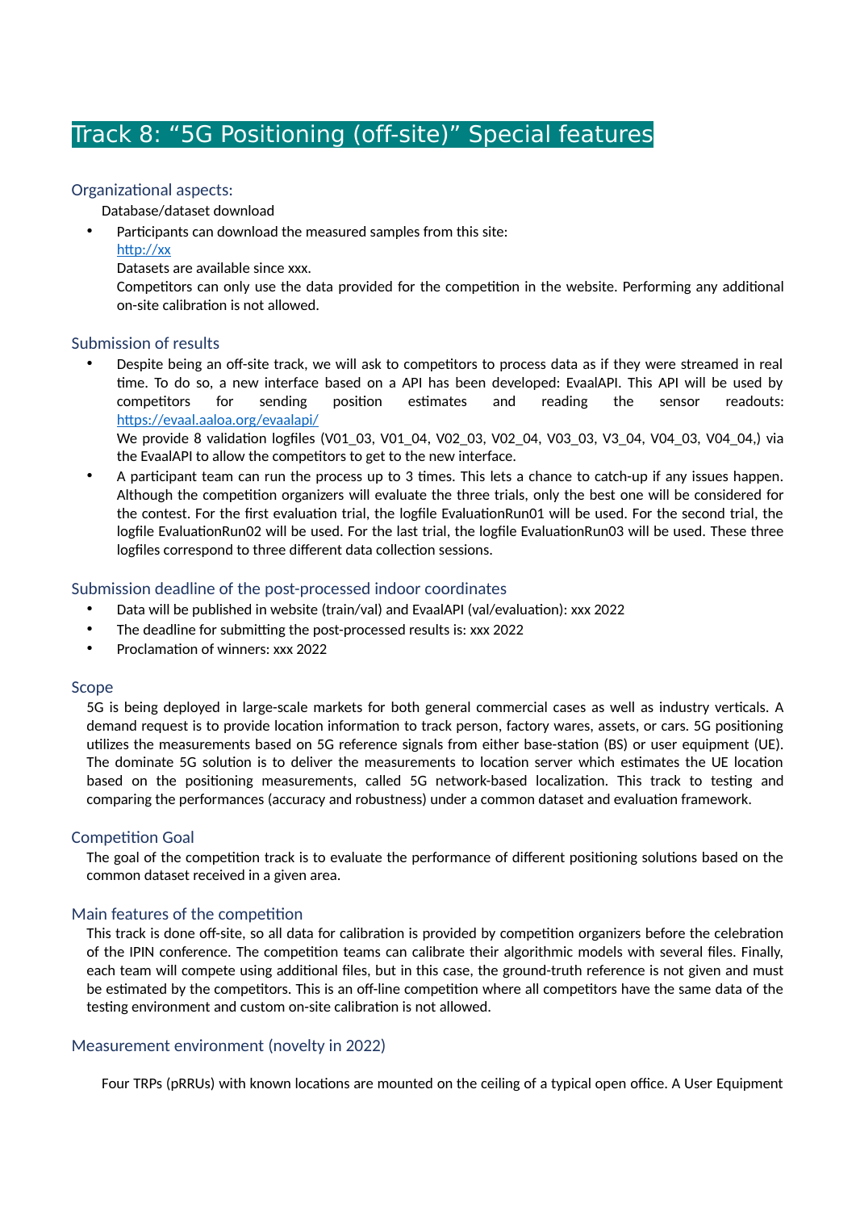# Track 8: “5G Positioning (off-site)” Special features

## Organizational aspects:

Database/dataset download

- Participants can download the measured samples from this site:
  [http://xx](http://xx)
  Datasets are available since xxx.
  Competitors can only use the data provided for the competition in the website. Performing any additional on-site calibration is not allowed.

## Submission of results

- Despite being an off-site track, we will ask to competitors to process data as if they were streamed in real time. To do so, a new interface based on a API has been developed: EvaalAPI. This API will be used by competitors for sending position estimates and reading the sensor readouts: [https://evaal.aaloa.org/evaalapi/](https://evaal.aaloa.org/evaalapi/)
  We provide 8 validation logfiles (V01_03, V01_04, V02_03, V02_04, V03_03, V3_04, V04_03, V04_04,) via the EvaalAPI to allow the competitors to get to the new interface.
- A participant team can run the process up to 3 times. This lets a chance to catch-up if any issues happen. Although the competition organizers will evaluate the three trials, only the best one will be considered for the contest. For the first evaluation trial, the logfile EvaluationRun01 will be used. For the second trial, the logfile EvaluationRun02 will be used. For the last trial, the logfile EvaluationRun03 will be used. These three logfiles correspond to three different data collection sessions.

## Submission deadline of the post-processed indoor coordinates

- Data will be published in website (train/val) and EvaalAPI (val/evaluation): xxx 2022
- The deadline for submitting the post-processed results is: xxx 2022
- Proclamation of winners: xxx 2022

## Scope

5G is being deployed in large-scale markets for both general commercial cases as well as industry verticals. A demand request is to provide location information to track person, factory wares, assets, or cars. 5G positioning utilizes the measurements based on 5G reference signals from either base-station (BS) or user equipment (UE). The dominate 5G solution is to deliver the measurements to location server which estimates the UE location based on the positioning measurements, called 5G network-based localization. This track to testing and comparing the performances (accuracy and robustness) under a common dataset and evaluation framework.

## Competition Goal

The goal of the competition track is to evaluate the performance of different positioning solutions based on the common dataset received in a given area.

## Main features of the competition

This track is done off-site, so all data for calibration is provided by competition organizers before the celebration of the IPIN conference. The competition teams can calibrate their algorithmic models with several files. Finally, each team will compete using additional files, but in this case, the ground-truth reference is not given and must be estimated by the competitors. This is an off-line competition where all competitors have the same data of the testing environment and custom on-site calibration is not allowed.

## Measurement environment (novelty in 2022)

Four TRPs (pRRUs) with known locations are mounted on the ceiling of a typical open office. A User Equipment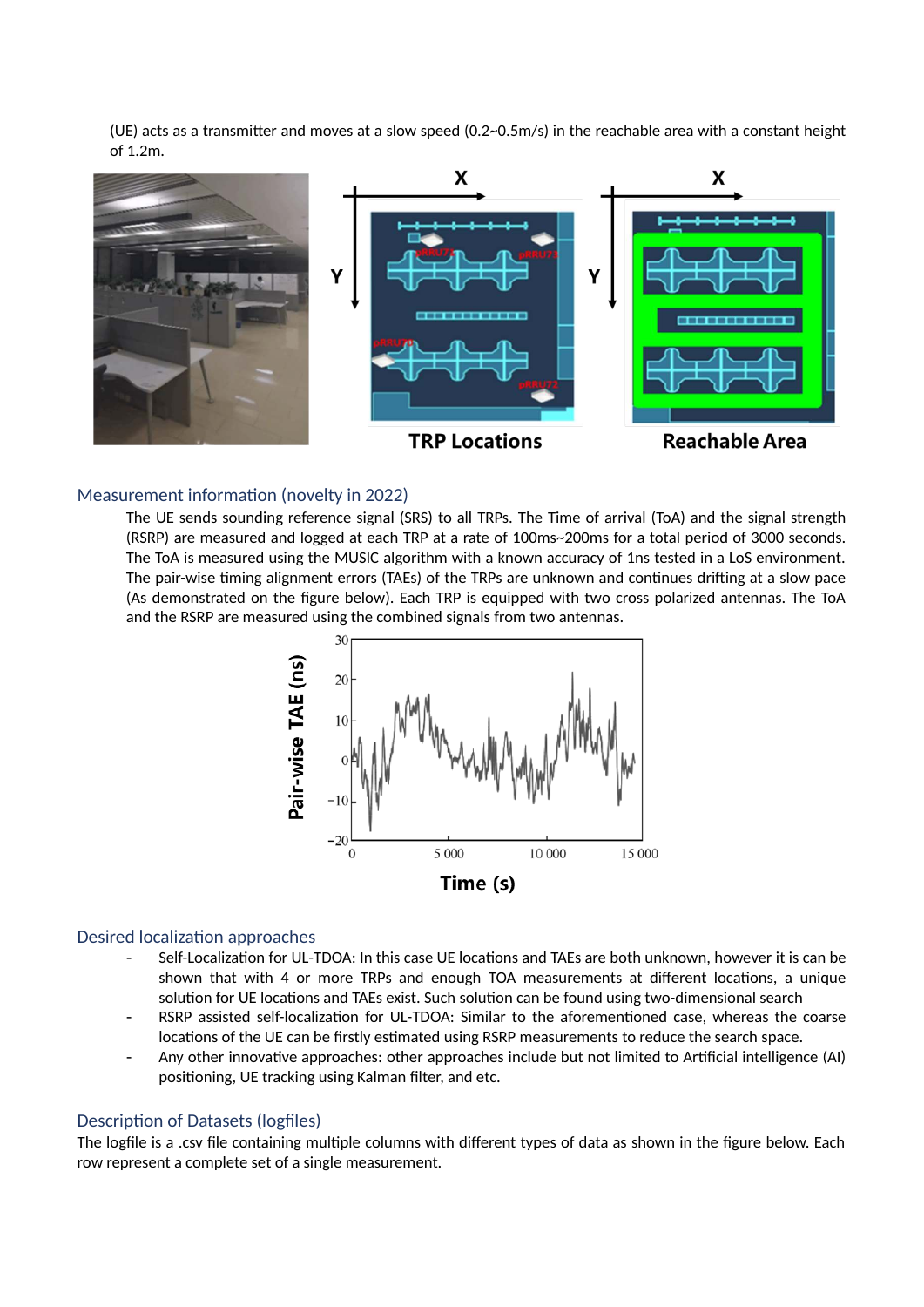(UE) acts as a transmitter and moves at a slow speed (0.2~0.5m/s) in the reachable area with a constant height of 1.2m.

TRP Locations

Reachable Area

## Measurement information (novelty in 2022)

The UE sends sounding reference signal (SRS) to all TRPs. The Time of arrival (ToA) and the signal strength (RSRP) are measured and logged at each TRP at a rate of 100ms~200ms for a total period of 3000 seconds. The ToA is measured using the MUSIC algorithm with a known accuracy of 1ns tested in a LoS environment. The pair-wise timing alignment errors (TAEs) of the TRPs are unknown and continues drifting at a slow pace (As demonstrated on the figure below). Each TRP is equipped with two cross polarized antennas. The ToA and the RSRP are measured using the combined signals from two antennas.

## Desired localization approaches

- Self-Localization for UL-TDOA: In this case UE locations and TAEs are both unknown, however it is can be shown that with 4 or more TRPs and enough TOA measurements at different locations, a unique solution for UE locations and TAEs exist. Such solution can be found using two-dimensional search
- RSRP assisted self-localization for UL-TDOA: Similar to the aforementioned case, whereas the coarse locations of the UE can be firstly estimated using RSRP measurements to reduce the search space.
- Any other innovative approaches: other approaches include but not limited to Artificial intelligence (AI) positioning, UE tracking using Kalman filter, and etc.

## Description of Datasets (logfiles)

The logfile is a .csv file containing multiple columns with different types of data as shown in the figure below. Each row represent a complete set of a single measurement.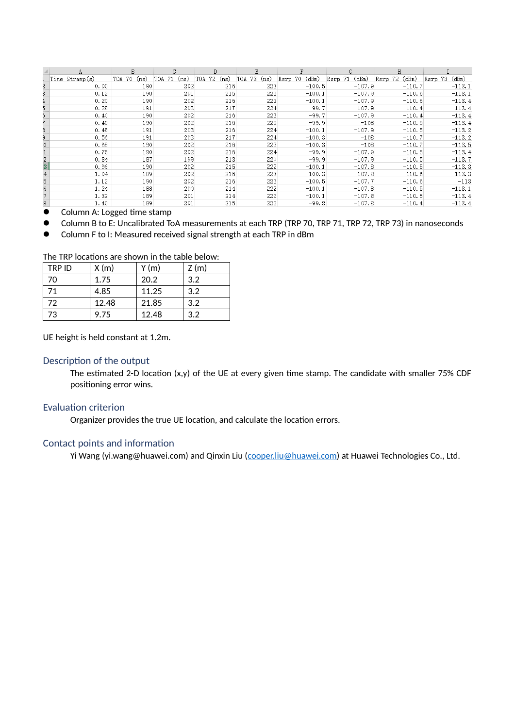| Time Stramp(s) | TOA 70 (ns) | TOA 71 (ns) | TOA 72 (ns) | TOA 73 (ns) | Rsrp 70 (dBm) | Rsrp 71 (dBm) | Rsrp 72 (dBm) | Rsrp 73 (dBm) |
|---|---|---|---|---|---|---|---|---|
| 0.00 | 190 | 202 | 216 | 223 | -100.5 | -107.9 | -110.7 | -113.1 |
| 0.12 | 190 | 201 | 215 | 223 | -100.1 | -107.9 | -110.6 | -113.1 |
| 0.20 | 190 | 202 | 216 | 223 | -100.1 | -107.9 | -110.6 | -113.4 |
| 0.28 | 191 | 203 | 217 | 224 | -99.7 | -107.9 | -110.4 | -113.4 |
| 0.40 | 190 | 202 | 216 | 223 | -99.7 | -107.9 | -110.4 | -113.4 |
| 0.40 | 190 | 202 | 216 | 223 | -99.9 | -108 | -110.5 | -113.4 |
| 0.48 | 191 | 203 | 216 | 224 | -100.1 | -107.9 | -110.5 | -113.2 |
| 0.56 | 191 | 203 | 217 | 224 | -100.3 | -108 | -110.7 | -113.2 |
| 0.68 | 190 | 202 | 216 | 223 | -100.3 | -108 | -110.7 | -113.5 |
| 0.76 | 190 | 202 | 216 | 224 | -99.9 | -107.9 | -110.5 | -113.4 |
| 0.84 | 187 | 199 | 213 | 220 | -99.9 | -107.9 | -110.5 | -113.7 |
| 0.96 | 190 | 202 | 215 | 222 | -100.1 | -107.8 | -110.5 | -113.3 |
| 1.04 | 189 | 202 | 216 | 223 | -100.3 | -107.8 | -110.6 | -113.3 |
| 1.12 | 190 | 202 | 216 | 223 | -100.5 | -107.7 | -110.6 | -113 |
| 1.24 | 188 | 200 | 214 | 222 | -100.1 | -107.8 | -110.5 | -113.1 |
| 1.32 | 189 | 201 | 214 | 222 | -100.1 | -107.8 | -110.5 | -113.4 |
| 1.40 | 189 | 201 | 215 | 222 | -99.8 | -107.8 | -110.4 | -113.4 |

- Column A: Logged time stamp
- Column B to E: Uncalibrated ToA measurements at each TRP (TRP 70, TRP 71, TRP 72, TRP 73) in nanoseconds
- Column F to I: Measured received signal strength at each TRP in dBm

The TRP locations are shown in the table below:

| TRP ID | X (m) | Y (m) | Z (m) |
|---|---|---|---|
| 70 | 1.75 | 20.2 | 3.2 |
| 71 | 4.85 | 11.25 | 3.2 |
| 72 | 12.48 | 21.85 | 3.2 |
| 73 | 9.75 | 12.48 | 3.2 |

UE height is held constant at 1.2m.

### Description of the output

The estimated 2-D location (x,y) of the UE at every given time stamp. The candidate with smaller 75% CDF positioning error wins.

### Evaluation criterion

Organizer provides the true UE location, and calculate the location errors.

### Contact points and information

Yi Wang (yi.wang@huawei.com) and Qinxin Liu (cooper.liu@huawei.com) at Huawei Technologies Co., Ltd.